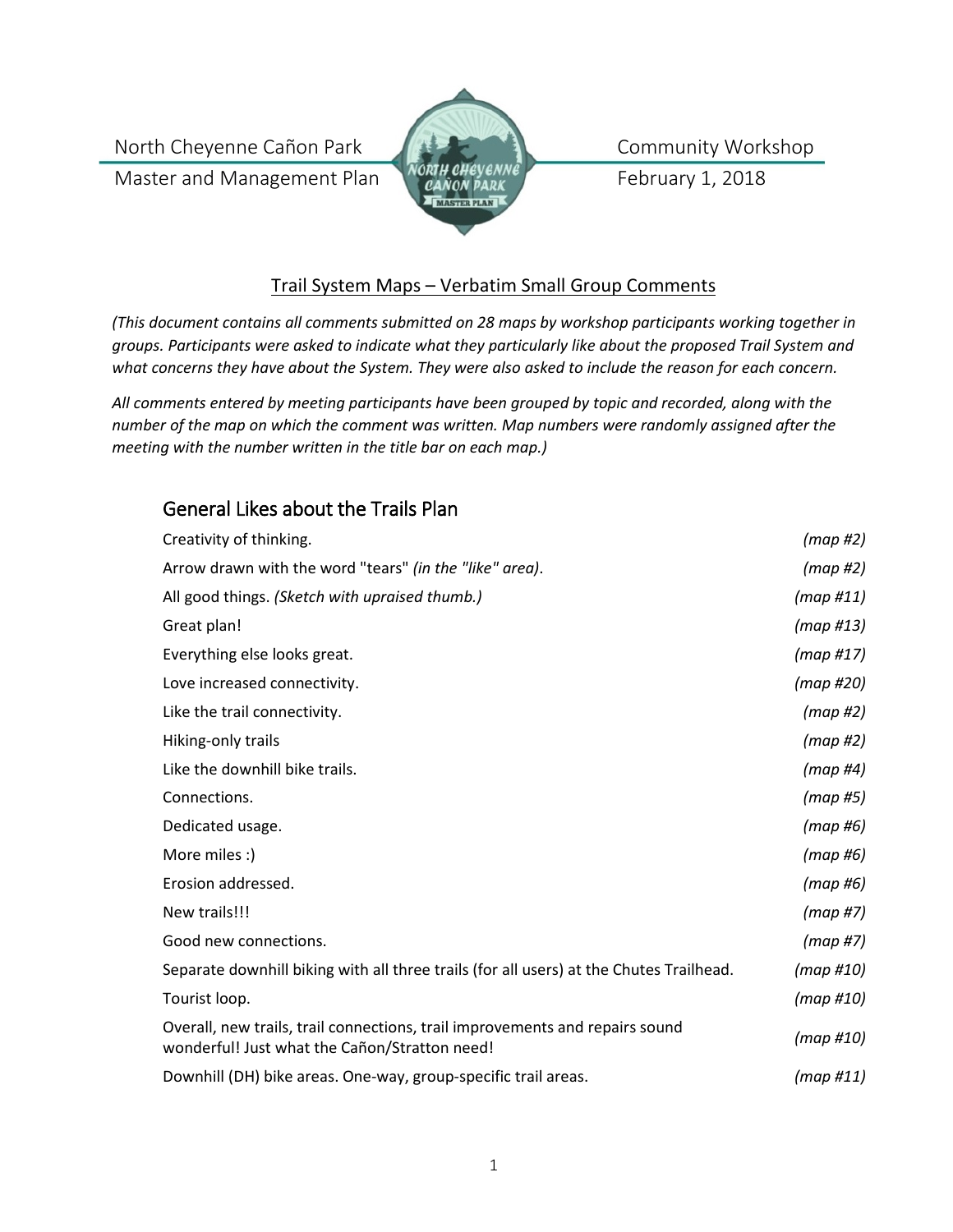North Cheyenne Cañon Park Master and Management Plan

Community Workshop February 1, 2018

## Trail System Maps – Verbatim Small Group Comments

*(This document contains all comments submitted on 28 maps by workshop participants working together in groups. Participants were asked to indicate what they particularly like about the proposed Trail System and what concerns they have about the System. They were also asked to include the reason for each concern.*

*All comments entered by meeting participants have been grouped by topic and recorded, along with the number of the map on which the comment was written. Map numbers were randomly assigned after the meeting with the number written in the title bar on each map.)*

### General Likes about the Trails Plan

| Comment | Map |
|---|---|
| Creativity of thinking. | *(map #2)* |
| Arrow drawn with the word "tears" *(in the "like" area)*. | *(map #2)* |
| All good things. *(Sketch with upraised thumb.)* | *(map #11)* |
| Great plan! | *(map #13)* |
| Everything else looks great. | *(map #17)* |
| Love increased connectivity. | *(map #20)* |
| Like the trail connectivity. | *(map #2)* |
| Hiking-only trails | *(map #2)* |
| Like the downhill bike trails. | *(map #4)* |
| Connections. | *(map #5)* |
| Dedicated usage. | *(map #6)* |
| More miles :) | *(map #6)* |
| Erosion addressed. | *(map #6)* |
| New trails!!! | *(map #7)* |
| Good new connections. | *(map #7)* |
| Separate downhill biking with all three trails (for all users) at the Chutes Trailhead. | *(map #10)* |
| Tourist loop. | *(map #10)* |
| Overall, new trails, trail connections, trail improvements and repairs sound wonderful! Just what the Cañon/Stratton need! | *(map #10)* |
| Downhill (DH) bike areas. One-way, group-specific trail areas. | *(map #11)* |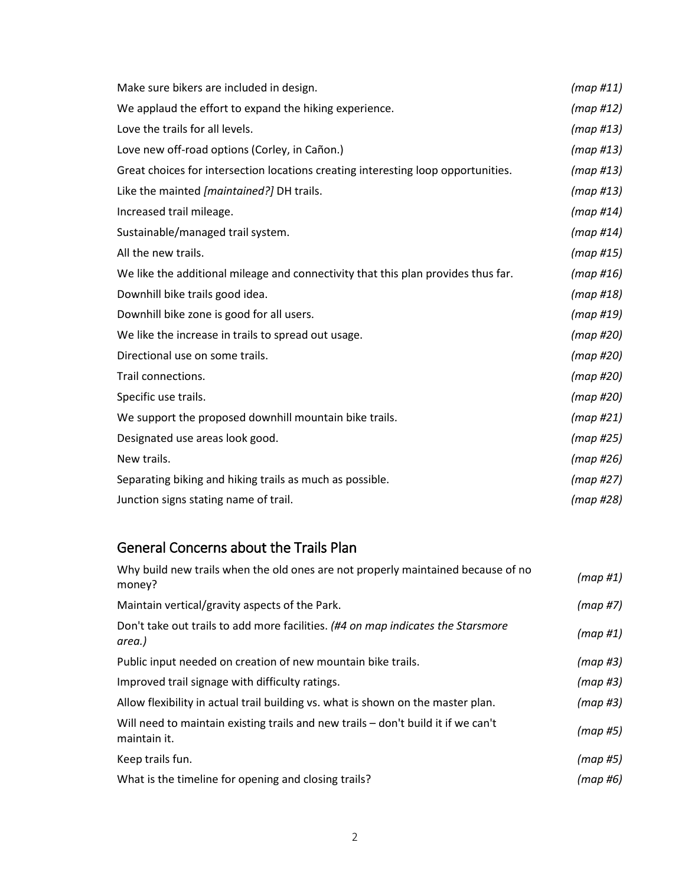| | |
|---|---|
| Make sure bikers are included in design. | *(map #11)* |
| We applaud the effort to expand the hiking experience. | *(map #12)* |
| Love the trails for all levels. | *(map #13)* |
| Love new off-road options (Corley, in Cañon.) | *(map #13)* |
| Great choices for intersection locations creating interesting loop opportunities. | *(map #13)* |
| Like the mainted *[maintained?]* DH trails. | *(map #13)* |
| Increased trail mileage. | *(map #14)* |
| Sustainable/managed trail system. | *(map #14)* |
| All the new trails. | *(map #15)* |
| We like the additional mileage and connectivity that this plan provides thus far. | *(map #16)* |
| Downhill bike trails good idea. | *(map #18)* |
| Downhill bike zone is good for all users. | *(map #19)* |
| We like the increase in trails to spread out usage. | *(map #20)* |
| Directional use on some trails. | *(map #20)* |
| Trail connections. | *(map #20)* |
| Specific use trails. | *(map #20)* |
| We support the proposed downhill mountain bike trails. | *(map #21)* |
| Designated use areas look good. | *(map #25)* |
| New trails. | *(map #26)* |
| Separating biking and hiking trails as much as possible. | *(map #27)* |
| Junction signs stating name of trail. | *(map #28)* |

## General Concerns about the Trails Plan

| | |
|---|---|
| Why build new trails when the old ones are not properly maintained because of no money? | *(map #1)* |
| Maintain vertical/gravity aspects of the Park. | *(map #7)* |
| Don't take out trails to add more facilities. *(#4 on map indicates the Starsmore area.)* | *(map #1)* |
| Public input needed on creation of new mountain bike trails. | *(map #3)* |
| Improved trail signage with difficulty ratings. | *(map #3)* |
| Allow flexibility in actual trail building vs. what is shown on the master plan. | *(map #3)* |
| Will need to maintain existing trails and new trails – don't build it if we can't maintain it. | *(map #5)* |
| Keep trails fun. | *(map #5)* |
| What is the timeline for opening and closing trails? | *(map #6)* |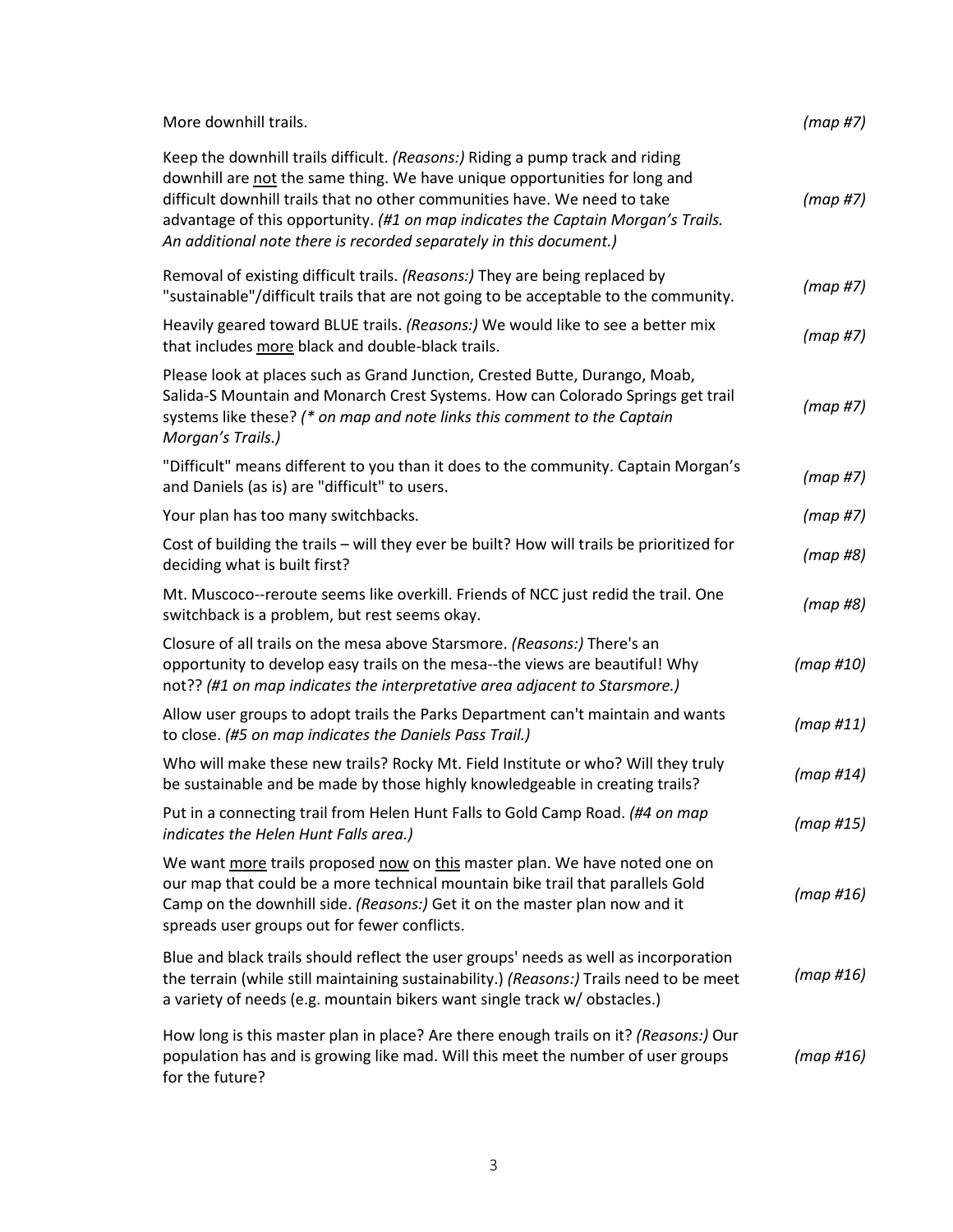| | |
|---|---|
| More downhill trails. | *(map #7)* |
| Keep the downhill trails difficult. *(Reasons:)* Riding a pump track and riding downhill are <u>not</u> the same thing. We have unique opportunities for long and difficult downhill trails that no other communities have. We need to take advantage of this opportunity. *(#1 on map indicates the Captain Morgan's Trails. An additional note there is recorded separately in this document.)* | *(map #7)* |
| Removal of existing difficult trails. *(Reasons:)* They are being replaced by "sustainable"/difficult trails that are not going to be acceptable to the community. | *(map #7)* |
| Heavily geared toward BLUE trails. *(Reasons:)* We would like to see a better mix that includes <u>more</u> black and double-black trails. | *(map #7)* |
| Please look at places such as Grand Junction, Crested Butte, Durango, Moab, Salida-S Mountain and Monarch Crest Systems. How can Colorado Springs get trail systems like these? *(* on map and note links this comment to the Captain Morgan's Trails.)* | *(map #7)* |
| "Difficult" means different to you than it does to the community. Captain Morgan's and Daniels (as is) are "difficult" to users. | *(map #7)* |
| Your plan has too many switchbacks. | *(map #7)* |
| Cost of building the trails – will they ever be built? How will trails be prioritized for deciding what is built first? | *(map #8)* |
| Mt. Muscoco--reroute seems like overkill. Friends of NCC just redid the trail. One switchback is a problem, but rest seems okay. | *(map #8)* |
| Closure of all trails on the mesa above Starsmore. *(Reasons:)* There's an opportunity to develop easy trails on the mesa--the views are beautiful! Why not?? *(#1 on map indicates the interpretative area adjacent to Starsmore.)* | *(map #10)* |
| Allow user groups to adopt trails the Parks Department can't maintain and wants to close. *(#5 on map indicates the Daniels Pass Trail.)* | *(map #11)* |
| Who will make these new trails? Rocky Mt. Field Institute or who? Will they truly be sustainable and be made by those highly knowledgeable in creating trails? | *(map #14)* |
| Put in a connecting trail from Helen Hunt Falls to Gold Camp Road. *(#4 on map indicates the Helen Hunt Falls area.)* | *(map #15)* |
| We want <u>more</u> trails proposed <u>now</u> on <u>this</u> master plan. We have noted one on our map that could be a more technical mountain bike trail that parallels Gold Camp on the downhill side. *(Reasons:)* Get it on the master plan now and it spreads user groups out for fewer conflicts. | *(map #16)* |
| Blue and black trails should reflect the user groups' needs as well as incorporation the terrain (while still maintaining sustainability.) *(Reasons:)* Trails need to be meet a variety of needs (e.g. mountain bikers want single track w/ obstacles.) | *(map #16)* |
| How long is this master plan in place? Are there enough trails on it? *(Reasons:)* Our population has and is growing like mad. Will this meet the number of user groups for the future? | *(map #16)* |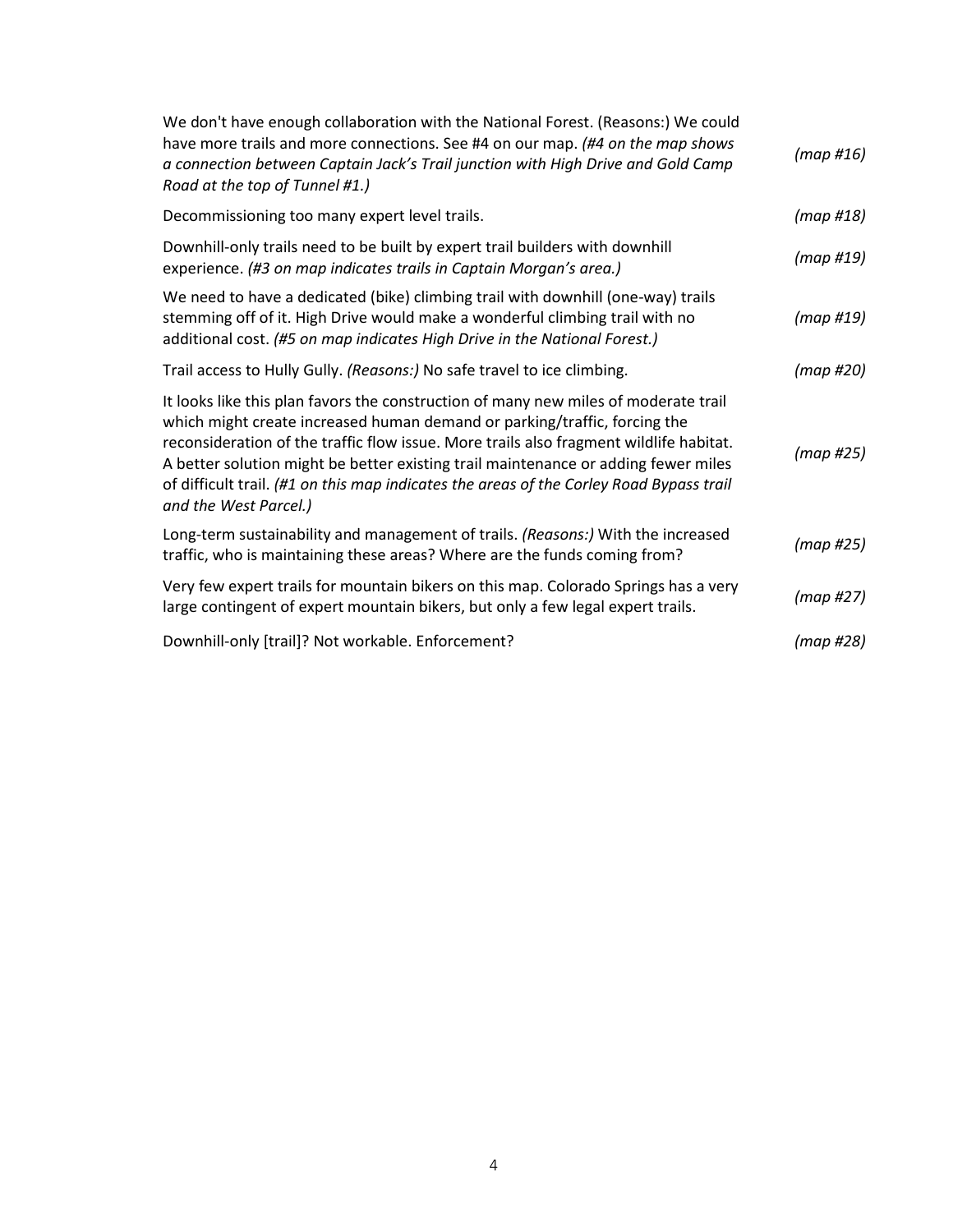| | |
|---|---|
| We don't have enough collaboration with the National Forest. (Reasons:) We could have more trails and more connections. See #4 on our map. *(#4 on the map shows a connection between Captain Jack's Trail junction with High Drive and Gold Camp Road at the top of Tunnel #1.)* | *(map #16)* |
| Decommissioning too many expert level trails. | *(map #18)* |
| Downhill-only trails need to be built by expert trail builders with downhill experience. *(#3 on map indicates trails in Captain Morgan's area.)* | *(map #19)* |
| We need to have a dedicated (bike) climbing trail with downhill (one-way) trails stemming off of it. High Drive would make a wonderful climbing trail with no additional cost. *(#5 on map indicates High Drive in the National Forest.)* | *(map #19)* |
| Trail access to Hully Gully. *(Reasons:)* No safe travel to ice climbing. | *(map #20)* |
| It looks like this plan favors the construction of many new miles of moderate trail which might create increased human demand or parking/traffic, forcing the reconsideration of the traffic flow issue. More trails also fragment wildlife habitat. A better solution might be better existing trail maintenance or adding fewer miles of difficult trail. *(#1 on this map indicates the areas of the Corley Road Bypass trail and the West Parcel.)* | *(map #25)* |
| Long-term sustainability and management of trails. *(Reasons:)* With the increased traffic, who is maintaining these areas? Where are the funds coming from? | *(map #25)* |
| Very few expert trails for mountain bikers on this map. Colorado Springs has a very large contingent of expert mountain bikers, but only a few legal expert trails. | *(map #27)* |
| Downhill-only [trail]? Not workable. Enforcement? | *(map #28)* |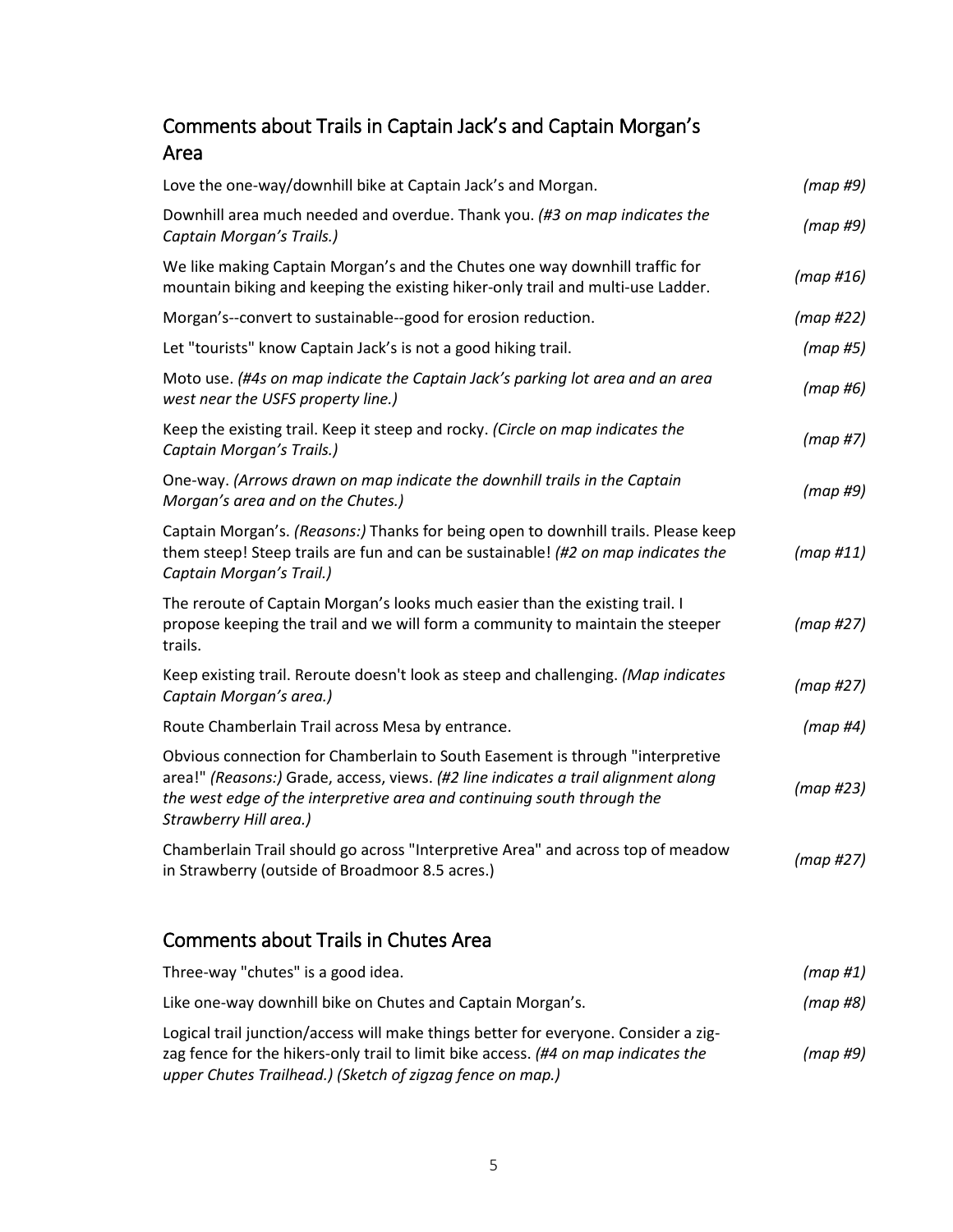## Comments about Trails in Captain Jack's and Captain Morgan's Area

| | |
|---|---|
| Love the one-way/downhill bike at Captain Jack's and Morgan. | *(map #9)* |
| Downhill area much needed and overdue. Thank you. *(#3 on map indicates the Captain Morgan's Trails.)* | *(map #9)* |
| We like making Captain Morgan's and the Chutes one way downhill traffic for mountain biking and keeping the existing hiker-only trail and multi-use Ladder. | *(map #16)* |
| Morgan's--convert to sustainable--good for erosion reduction. | *(map #22)* |
| Let "tourists" know Captain Jack's is not a good hiking trail. | *(map #5)* |
| Moto use. *(#4s on map indicate the Captain Jack's parking lot area and an area west near the USFS property line.)* | *(map #6)* |
| Keep the existing trail. Keep it steep and rocky. *(Circle on map indicates the Captain Morgan's Trails.)* | *(map #7)* |
| One-way. *(Arrows drawn on map indicate the downhill trails in the Captain Morgan's area and on the Chutes.)* | *(map #9)* |
| Captain Morgan's. *(Reasons:)* Thanks for being open to downhill trails. Please keep them steep! Steep trails are fun and can be sustainable! *(#2 on map indicates the Captain Morgan's Trail.)* | *(map #11)* |
| The reroute of Captain Morgan's looks much easier than the existing trail. I propose keeping the trail and we will form a community to maintain the steeper trails. | *(map #27)* |
| Keep existing trail. Reroute doesn't look as steep and challenging. *(Map indicates Captain Morgan's area.)* | *(map #27)* |
| Route Chamberlain Trail across Mesa by entrance. | *(map #4)* |
| Obvious connection for Chamberlain to South Easement is through "interpretive area!" *(Reasons:)* Grade, access, views. *(#2 line indicates a trail alignment along the west edge of the interpretive area and continuing south through the Strawberry Hill area.)* | *(map #23)* |
| Chamberlain Trail should go across "Interpretive Area" and across top of meadow in Strawberry (outside of Broadmoor 8.5 acres.) | *(map #27)* |

## Comments about Trails in Chutes Area

| | |
|---|---|
| Three-way "chutes" is a good idea. | *(map #1)* |
| Like one-way downhill bike on Chutes and Captain Morgan's. | *(map #8)* |
| Logical trail junction/access will make things better for everyone. Consider a zig-zag fence for the hikers-only trail to limit bike access. *(#4 on map indicates the upper Chutes Trailhead.) (Sketch of zigzag fence on map.)* | *(map #9)* |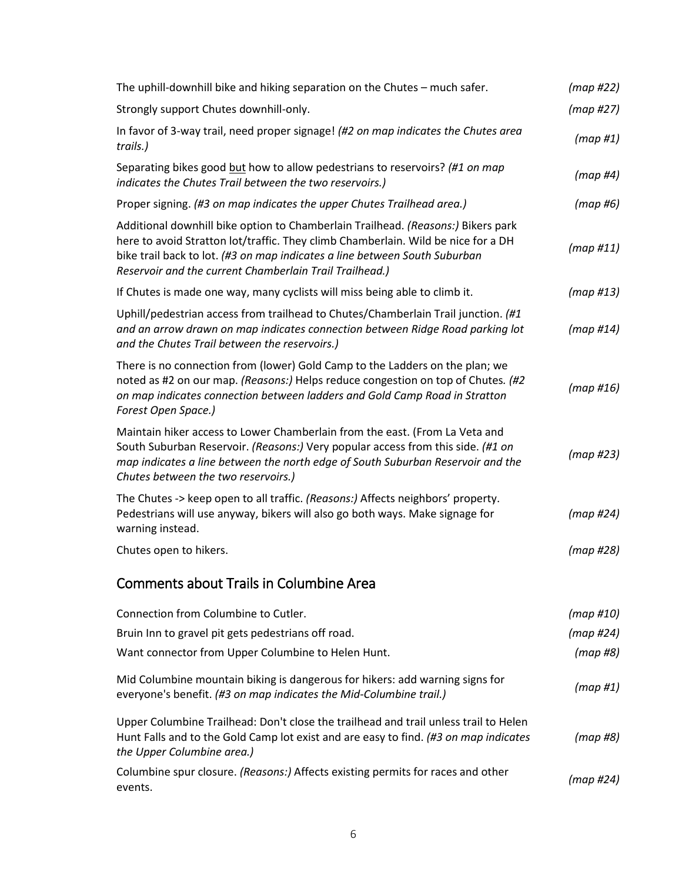| | |
|---|---|
| The uphill-downhill bike and hiking separation on the Chutes – much safer. | *(map #22)* |
| Strongly support Chutes downhill-only. | *(map #27)* |
| In favor of 3-way trail, need proper signage! *(#2 on map indicates the Chutes area trails.)* | *(map #1)* |
| Separating bikes good but how to allow pedestrians to reservoirs? *(#1 on map indicates the Chutes Trail between the two reservoirs.)* | *(map #4)* |
| Proper signing. *(#3 on map indicates the upper Chutes Trailhead area.)* | *(map #6)* |
| Additional downhill bike option to Chamberlain Trailhead. *(Reasons:)* Bikers park here to avoid Stratton lot/traffic. They climb Chamberlain. Wild be nice for a DH bike trail back to lot. *(#3 on map indicates a line between South Suburban Reservoir and the current Chamberlain Trail Trailhead.)* | *(map #11)* |
| If Chutes is made one way, many cyclists will miss being able to climb it. | *(map #13)* |
| Uphill/pedestrian access from trailhead to Chutes/Chamberlain Trail junction. *(#1 and an arrow drawn on map indicates connection between Ridge Road parking lot and the Chutes Trail between the reservoirs.)* | *(map #14)* |
| There is no connection from (lower) Gold Camp to the Ladders on the plan; we noted as #2 on our map. *(Reasons:)* Helps reduce congestion on top of Chutes. *(#2 on map indicates connection between ladders and Gold Camp Road in Stratton Forest Open Space.)* | *(map #16)* |
| Maintain hiker access to Lower Chamberlain from the east. (From La Veta and South Suburban Reservoir. *(Reasons:)* Very popular access from this side. *(#1 on map indicates a line between the north edge of South Suburban Reservoir and the Chutes between the two reservoirs.)* | *(map #23)* |
| The Chutes -> keep open to all traffic. *(Reasons:)* Affects neighbors' property. Pedestrians will use anyway, bikers will also go both ways. Make signage for warning instead. | *(map #24)* |
| Chutes open to hikers. | *(map #28)* |

## Comments about Trails in Columbine Area

| | |
|---|---|
| Connection from Columbine to Cutler. | *(map #10)* |
| Bruin Inn to gravel pit gets pedestrians off road. | *(map #24)* |
| Want connector from Upper Columbine to Helen Hunt. | *(map #8)* |
| Mid Columbine mountain biking is dangerous for hikers: add warning signs for everyone's benefit. *(#3 on map indicates the Mid-Columbine trail.)* | *(map #1)* |
| Upper Columbine Trailhead: Don't close the trailhead and trail unless trail to Helen Hunt Falls and to the Gold Camp lot exist and are easy to find. *(#3 on map indicates the Upper Columbine area.)* | *(map #8)* |
| Columbine spur closure. *(Reasons:)* Affects existing permits for races and other events. | *(map #24)* |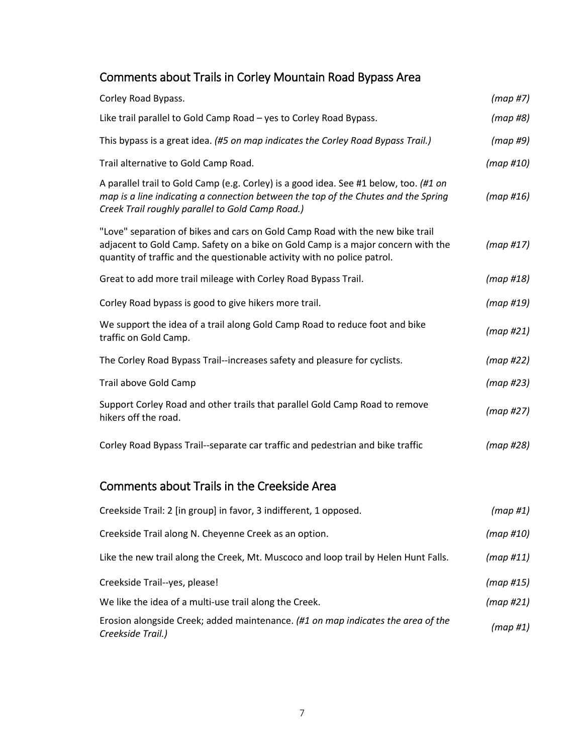## Comments about Trails in Corley Mountain Road Bypass Area

| | |
|---|---|
| Corley Road Bypass. | *(map #7)* |
| Like trail parallel to Gold Camp Road – yes to Corley Road Bypass. | *(map #8)* |
| This bypass is a great idea. *(#5 on map indicates the Corley Road Bypass Trail.)* | *(map #9)* |
| Trail alternative to Gold Camp Road. | *(map #10)* |
| A parallel trail to Gold Camp (e.g. Corley) is a good idea. See #1 below, too. *(#1 on map is a line indicating a connection between the top of the Chutes and the Spring Creek Trail roughly parallel to Gold Camp Road.)* | *(map #16)* |
| "Love" separation of bikes and cars on Gold Camp Road with the new bike trail adjacent to Gold Camp. Safety on a bike on Gold Camp is a major concern with the quantity of traffic and the questionable activity with no police patrol. | *(map #17)* |
| Great to add more trail mileage with Corley Road Bypass Trail. | *(map #18)* |
| Corley Road bypass is good to give hikers more trail. | *(map #19)* |
| We support the idea of a trail along Gold Camp Road to reduce foot and bike traffic on Gold Camp. | *(map #21)* |
| The Corley Road Bypass Trail--increases safety and pleasure for cyclists. | *(map #22)* |
| Trail above Gold Camp | *(map #23)* |
| Support Corley Road and other trails that parallel Gold Camp Road to remove hikers off the road. | *(map #27)* |
| Corley Road Bypass Trail--separate car traffic and pedestrian and bike traffic | *(map #28)* |

## Comments about Trails in the Creekside Area

| | |
|---|---|
| Creekside Trail: 2 [in group] in favor, 3 indifferent, 1 opposed. | *(map #1)* |
| Creekside Trail along N. Cheyenne Creek as an option. | *(map #10)* |
| Like the new trail along the Creek, Mt. Muscoco and loop trail by Helen Hunt Falls. | *(map #11)* |
| Creekside Trail--yes, please! | *(map #15)* |
| We like the idea of a multi-use trail along the Creek. | *(map #21)* |
| Erosion alongside Creek; added maintenance. *(#1 on map indicates the area of the Creekside Trail.)* | *(map #1)* |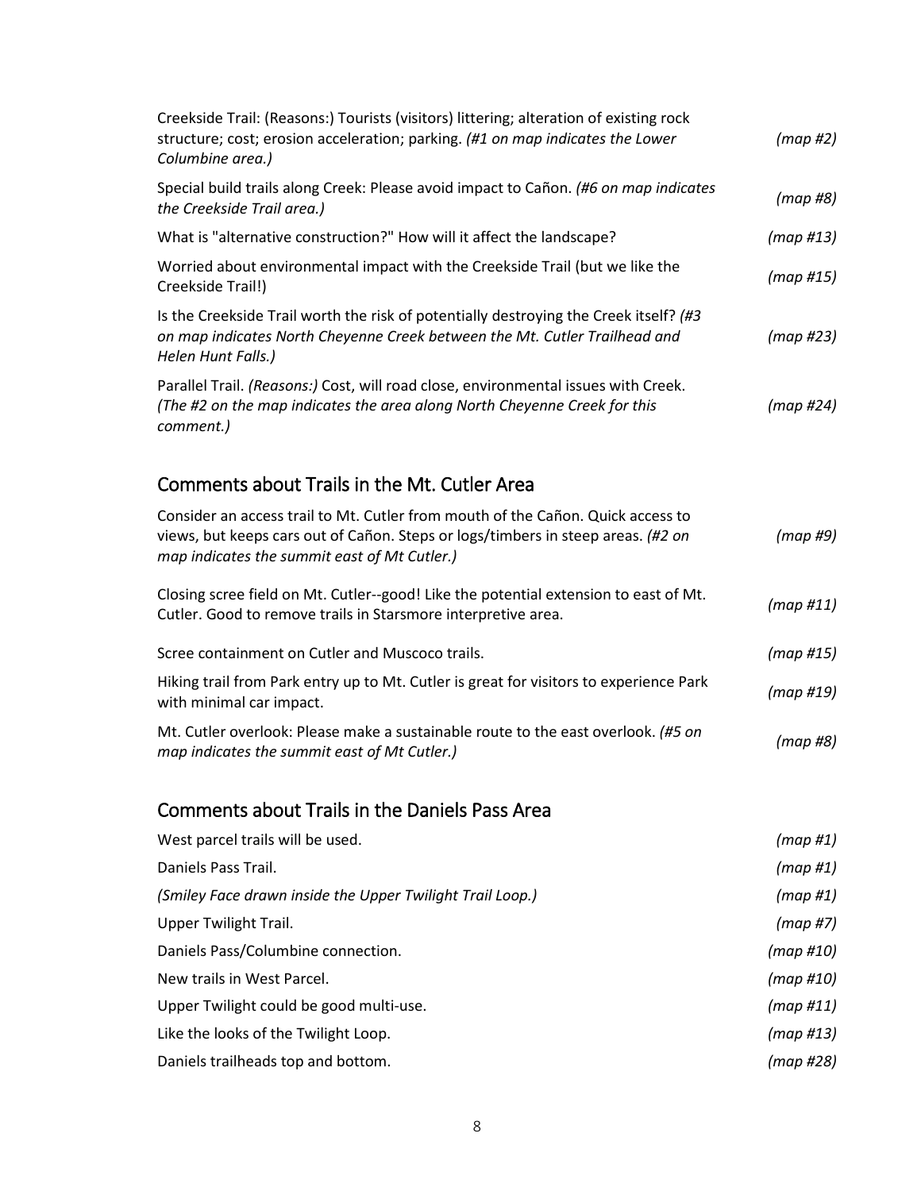| | |
|---|---|
| Creekside Trail: (Reasons:) Tourists (visitors) littering; alteration of existing rock structure; cost; erosion acceleration; parking. *(#1 on map indicates the Lower Columbine area.)* | *(map #2)* |
| Special build trails along Creek: Please avoid impact to Cañon. *(#6 on map indicates the Creekside Trail area.)* | *(map #8)* |
| What is "alternative construction?" How will it affect the landscape? | *(map #13)* |
| Worried about environmental impact with the Creekside Trail (but we like the Creekside Trail!) | *(map #15)* |
| Is the Creekside Trail worth the risk of potentially destroying the Creek itself? *(#3 on map indicates North Cheyenne Creek between the Mt. Cutler Trailhead and Helen Hunt Falls.)* | *(map #23)* |
| Parallel Trail. *(Reasons:)* Cost, will road close, environmental issues with Creek. *(The #2 on the map indicates the area along North Cheyenne Creek for this comment.)* | *(map #24)* |

## Comments about Trails in the Mt. Cutler Area

| | |
|---|---|
| Consider an access trail to Mt. Cutler from mouth of the Cañon. Quick access to views, but keeps cars out of Cañon. Steps or logs/timbers in steep areas. *(#2 on map indicates the summit east of Mt Cutler.)* | *(map #9)* |
| Closing scree field on Mt. Cutler--good! Like the potential extension to east of Mt. Cutler. Good to remove trails in Starsmore interpretive area. | *(map #11)* |
| Scree containment on Cutler and Muscoco trails. | *(map #15)* |
| Hiking trail from Park entry up to Mt. Cutler is great for visitors to experience Park with minimal car impact. | *(map #19)* |
| Mt. Cutler overlook: Please make a sustainable route to the east overlook. *(#5 on map indicates the summit east of Mt Cutler.)* | *(map #8)* |

## Comments about Trails in the Daniels Pass Area

| | |
|---|---|
| West parcel trails will be used. | *(map #1)* |
| Daniels Pass Trail. | *(map #1)* |
| *(Smiley Face drawn inside the Upper Twilight Trail Loop.)* | *(map #1)* |
| Upper Twilight Trail. | *(map #7)* |
| Daniels Pass/Columbine connection. | *(map #10)* |
| New trails in West Parcel. | *(map #10)* |
| Upper Twilight could be good multi-use. | *(map #11)* |
| Like the looks of the Twilight Loop. | *(map #13)* |
| Daniels trailheads top and bottom. | *(map #28)* |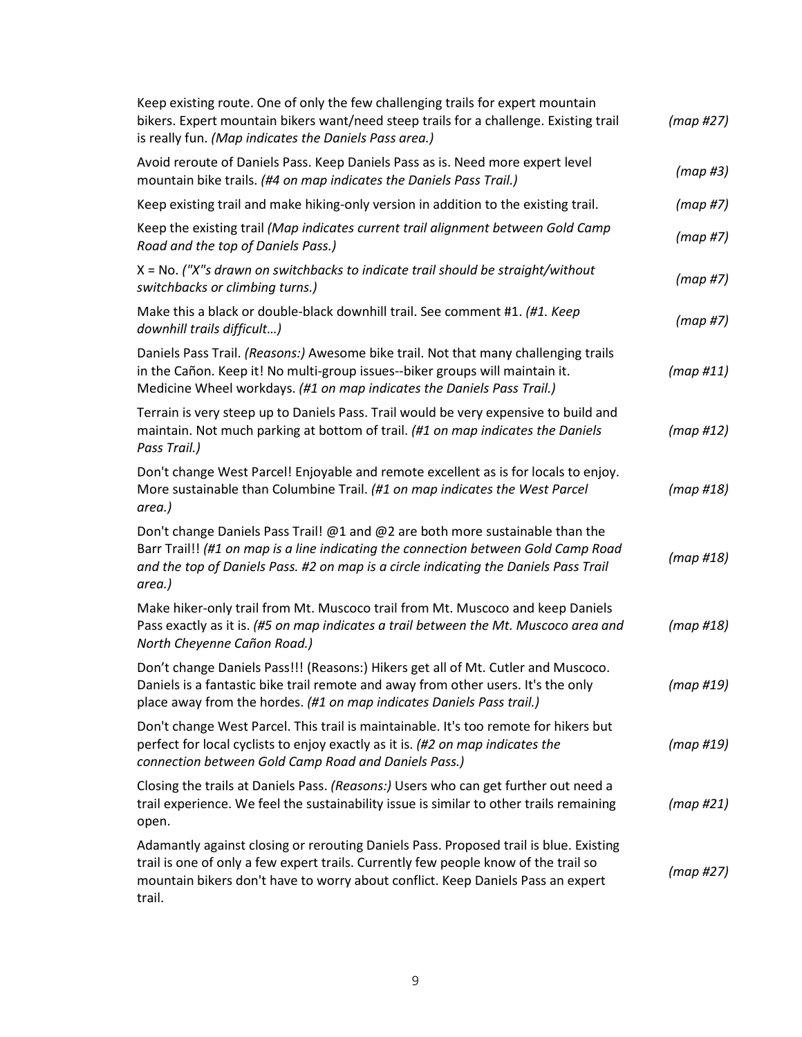| | |
|---|---|
| Keep existing route. One of only the few challenging trails for expert mountain bikers. Expert mountain bikers want/need steep trails for a challenge. Existing trail is really fun. *(Map indicates the Daniels Pass area.)* | *(map #27)* |
| Avoid reroute of Daniels Pass. Keep Daniels Pass as is. Need more expert level mountain bike trails. *(#4 on map indicates the Daniels Pass Trail.)* | *(map #3)* |
| Keep existing trail and make hiking-only version in addition to the existing trail. | *(map #7)* |
| Keep the existing trail *(Map indicates current trail alignment between Gold Camp Road and the top of Daniels Pass.)* | *(map #7)* |
| X = No. *("X"s drawn on switchbacks to indicate trail should be straight/without switchbacks or climbing turns.)* | *(map #7)* |
| Make this a black or double-black downhill trail. See comment #1. *(#1. Keep downhill trails difficult…)* | *(map #7)* |
| Daniels Pass Trail. *(Reasons:)* Awesome bike trail. Not that many challenging trails in the Cañon. Keep it! No multi-group issues--biker groups will maintain it. Medicine Wheel workdays. *(#1 on map indicates the Daniels Pass Trail.)* | *(map #11)* |
| Terrain is very steep up to Daniels Pass. Trail would be very expensive to build and maintain. Not much parking at bottom of trail. *(#1 on map indicates the Daniels Pass Trail.)* | *(map #12)* |
| Don't change West Parcel! Enjoyable and remote excellent as is for locals to enjoy. More sustainable than Columbine Trail. *(#1 on map indicates the West Parcel area.)* | *(map #18)* |
| Don't change Daniels Pass Trail! @1 and @2 are both more sustainable than the Barr Trail!! *(#1 on map is a line indicating the connection between Gold Camp Road and the top of Daniels Pass. #2 on map is a circle indicating the Daniels Pass Trail area.)* | *(map #18)* |
| Make hiker-only trail from Mt. Muscoco trail from Mt. Muscoco and keep Daniels Pass exactly as it is. *(#5 on map indicates a trail between the Mt. Muscoco area and North Cheyenne Cañon Road.)* | *(map #18)* |
| Don't change Daniels Pass!!! (Reasons:) Hikers get all of Mt. Cutler and Muscoco. Daniels is a fantastic bike trail remote and away from other users. It's the only place away from the hordes. *(#1 on map indicates Daniels Pass trail.)* | *(map #19)* |
| Don't change West Parcel. This trail is maintainable. It's too remote for hikers but perfect for local cyclists to enjoy exactly as it is. *(#2 on map indicates the connection between Gold Camp Road and Daniels Pass.)* | *(map #19)* |
| Closing the trails at Daniels Pass. *(Reasons:)* Users who can get further out need a trail experience. We feel the sustainability issue is similar to other trails remaining open. | *(map #21)* |
| Adamantly against closing or rerouting Daniels Pass. Proposed trail is blue. Existing trail is one of only a few expert trails. Currently few people know of the trail so mountain bikers don't have to worry about conflict. Keep Daniels Pass an expert trail. | *(map #27)* |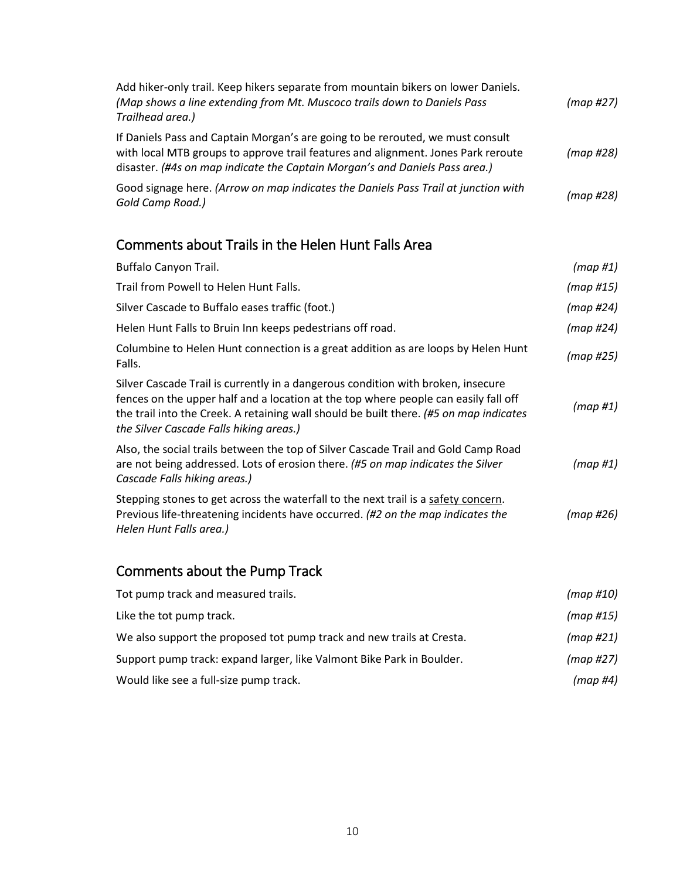| | |
|---|---|
| Add hiker-only trail. Keep hikers separate from mountain bikers on lower Daniels. *(Map shows a line extending from Mt. Muscoco trails down to Daniels Pass Trailhead area.)* | *(map #27)* |
| If Daniels Pass and Captain Morgan's are going to be rerouted, we must consult with local MTB groups to approve trail features and alignment. Jones Park reroute disaster. *(#4s on map indicate the Captain Morgan's and Daniels Pass area.)* | *(map #28)* |
| Good signage here. *(Arrow on map indicates the Daniels Pass Trail at junction with Gold Camp Road.)* | *(map #28)* |

## Comments about Trails in the Helen Hunt Falls Area

| | |
|---|---|
| Buffalo Canyon Trail. | *(map #1)* |
| Trail from Powell to Helen Hunt Falls. | *(map #15)* |
| Silver Cascade to Buffalo eases traffic (foot.) | *(map #24)* |
| Helen Hunt Falls to Bruin Inn keeps pedestrians off road. | *(map #24)* |
| Columbine to Helen Hunt connection is a great addition as are loops by Helen Hunt Falls. | *(map #25)* |
| Silver Cascade Trail is currently in a dangerous condition with broken, insecure fences on the upper half and a location at the top where people can easily fall off the trail into the Creek. A retaining wall should be built there. *(#5 on map indicates the Silver Cascade Falls hiking areas.)* | *(map #1)* |
| Also, the social trails between the top of Silver Cascade Trail and Gold Camp Road are not being addressed. Lots of erosion there. *(#5 on map indicates the Silver Cascade Falls hiking areas.)* | *(map #1)* |
| Stepping stones to get across the waterfall to the next trail is a <u>safety concern</u>. Previous life-threatening incidents have occurred. *(#2 on the map indicates the Helen Hunt Falls area.)* | *(map #26)* |

## Comments about the Pump Track

| | |
|---|---|
| Tot pump track and measured trails. | *(map #10)* |
| Like the tot pump track. | *(map #15)* |
| We also support the proposed tot pump track and new trails at Cresta. | *(map #21)* |
| Support pump track: expand larger, like Valmont Bike Park in Boulder. | *(map #27)* |
| Would like see a full-size pump track. | *(map #4)* |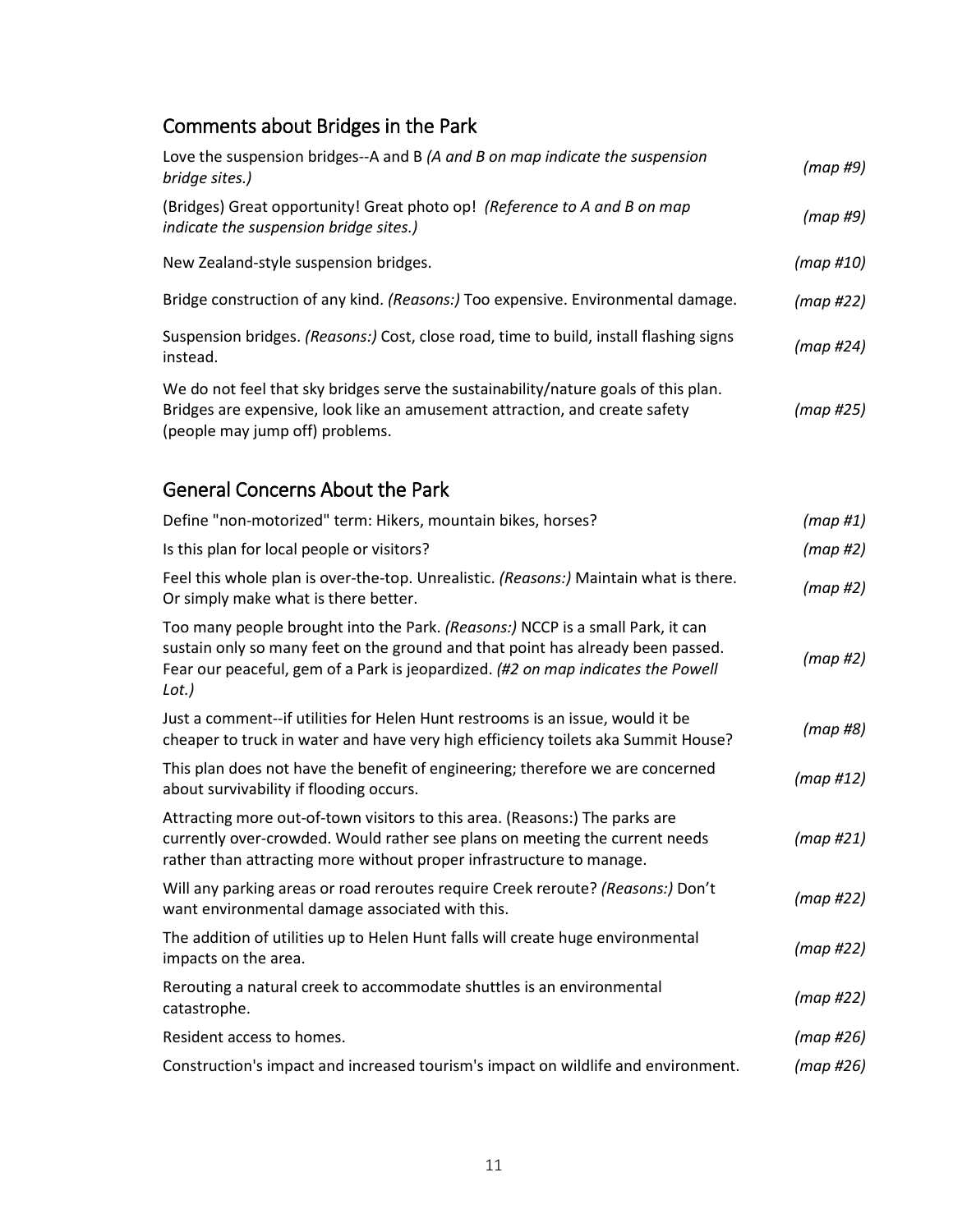## Comments about Bridges in the Park

| | |
|---|---|
| Love the suspension bridges--A and B *(A and B on map indicate the suspension bridge sites.)* | *(map #9)* |
| (Bridges) Great opportunity! Great photo op! *(Reference to A and B on map indicate the suspension bridge sites.)* | *(map #9)* |
| New Zealand-style suspension bridges. | *(map #10)* |
| Bridge construction of any kind. *(Reasons:)* Too expensive. Environmental damage. | *(map #22)* |
| Suspension bridges. *(Reasons:)* Cost, close road, time to build, install flashing signs instead. | *(map #24)* |
| We do not feel that sky bridges serve the sustainability/nature goals of this plan. Bridges are expensive, look like an amusement attraction, and create safety (people may jump off) problems. | *(map #25)* |

## General Concerns About the Park

| | |
|---|---|
| Define "non-motorized" term: Hikers, mountain bikes, horses? | *(map #1)* |
| Is this plan for local people or visitors? | *(map #2)* |
| Feel this whole plan is over-the-top. Unrealistic. *(Reasons:)* Maintain what is there. Or simply make what is there better. | *(map #2)* |
| Too many people brought into the Park. *(Reasons:)* NCCP is a small Park, it can sustain only so many feet on the ground and that point has already been passed. Fear our peaceful, gem of a Park is jeopardized. *(#2 on map indicates the Powell Lot.)* | *(map #2)* |
| Just a comment--if utilities for Helen Hunt restrooms is an issue, would it be cheaper to truck in water and have very high efficiency toilets aka Summit House? | *(map #8)* |
| This plan does not have the benefit of engineering; therefore we are concerned about survivability if flooding occurs. | *(map #12)* |
| Attracting more out-of-town visitors to this area. (Reasons:) The parks are currently over-crowded. Would rather see plans on meeting the current needs rather than attracting more without proper infrastructure to manage. | *(map #21)* |
| Will any parking areas or road reroutes require Creek reroute? *(Reasons:)* Don't want environmental damage associated with this. | *(map #22)* |
| The addition of utilities up to Helen Hunt falls will create huge environmental impacts on the area. | *(map #22)* |
| Rerouting a natural creek to accommodate shuttles is an environmental catastrophe. | *(map #22)* |
| Resident access to homes. | *(map #26)* |
| Construction's impact and increased tourism's impact on wildlife and environment. | *(map #26)* |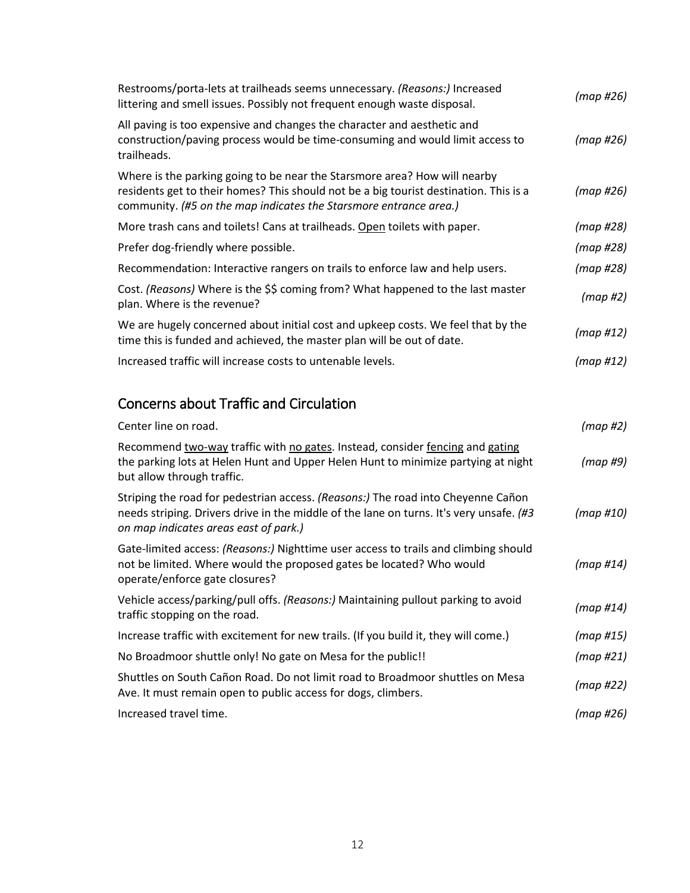Restrooms/porta-lets at trailheads seems unnecessary. *(Reasons:)* Increased littering and smell issues. Possibly not frequent enough waste disposal. *(map #26)*

All paving is too expensive and changes the character and aesthetic and construction/paving process would be time-consuming and would limit access to trailheads. *(map #26)*

Where is the parking going to be near the Starsmore area? How will nearby residents get to their homes? This should not be a big tourist destination. This is a community. *(#5 on the map indicates the Starsmore entrance area.)* *(map #26)*

More trash cans and toilets! Cans at trailheads. <u>Open</u> toilets with paper. *(map #28)*

Prefer dog-friendly where possible. *(map #28)*

Recommendation: Interactive rangers on trails to enforce law and help users. *(map #28)*

Cost. *(Reasons)* Where is the $$ coming from? What happened to the last master plan. Where is the revenue? *(map #2)*

We are hugely concerned about initial cost and upkeep costs. We feel that by the time this is funded and achieved, the master plan will be out of date. *(map #12)*

Increased traffic will increase costs to untenable levels. *(map #12)*

## Concerns about Traffic and Circulation

Center line on road. *(map #2)*

Recommend <u>two-way</u> traffic with <u>no gates</u>. Instead, consider <u>fencing</u> and <u>gating</u> the parking lots at Helen Hunt and Upper Helen Hunt to minimize partying at night but allow through traffic. *(map #9)*

Striping the road for pedestrian access. *(Reasons:)* The road into Cheyenne Cañon needs striping. Drivers drive in the middle of the lane on turns. It's very unsafe. *(#3 on map indicates areas east of park.)* *(map #10)*

Gate-limited access: *(Reasons:)* Nighttime user access to trails and climbing should not be limited. Where would the proposed gates be located? Who would operate/enforce gate closures? *(map #14)*

Vehicle access/parking/pull offs. *(Reasons:)* Maintaining pullout parking to avoid traffic stopping on the road. *(map #14)*

Increase traffic with excitement for new trails. (If you build it, they will come.) *(map #15)*

No Broadmoor shuttle only! No gate on Mesa for the public!! *(map #21)*

Shuttles on South Cañon Road. Do not limit road to Broadmoor shuttles on Mesa Ave. It must remain open to public access for dogs, climbers. *(map #22)*

Increased travel time. *(map #26)*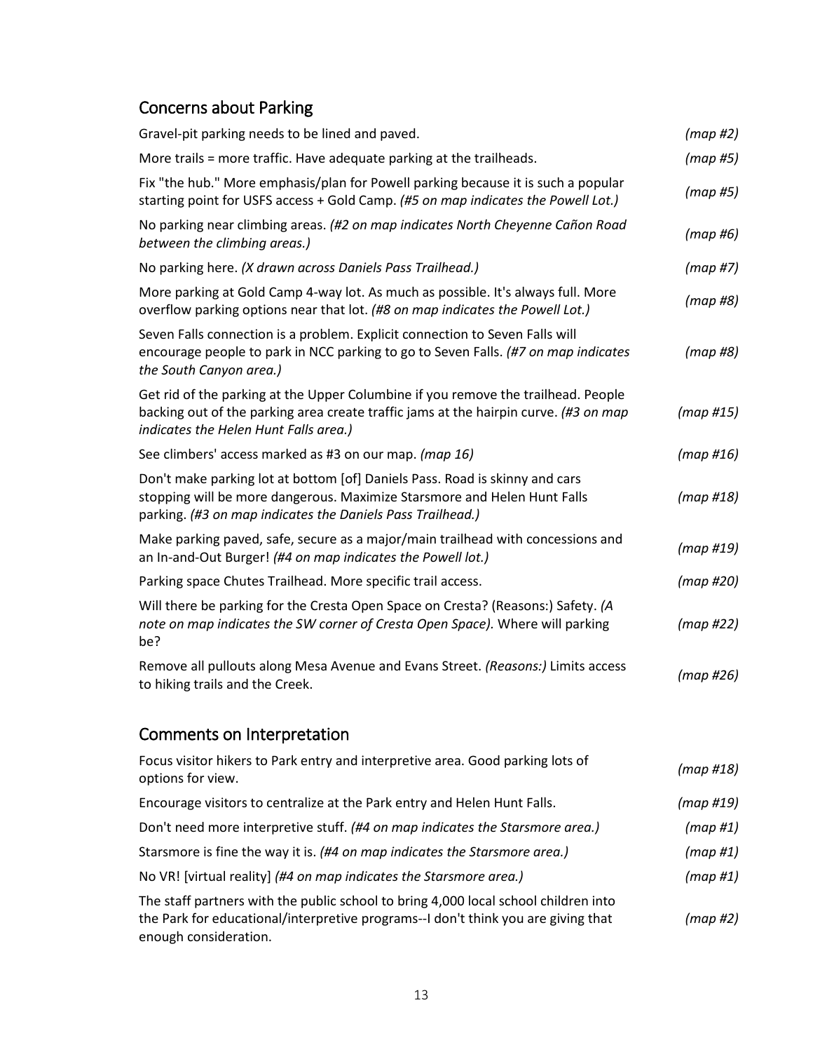## Concerns about Parking

| | |
|---|---|
| Gravel-pit parking needs to be lined and paved. | *(map #2)* |
| More trails = more traffic. Have adequate parking at the trailheads. | *(map #5)* |
| Fix "the hub." More emphasis/plan for Powell parking because it is such a popular starting point for USFS access + Gold Camp. *(#5 on map indicates the Powell Lot.)* | *(map #5)* |
| No parking near climbing areas. *(#2 on map indicates North Cheyenne Cañon Road between the climbing areas.)* | *(map #6)* |
| No parking here. *(X drawn across Daniels Pass Trailhead.)* | *(map #7)* |
| More parking at Gold Camp 4-way lot. As much as possible. It's always full. More overflow parking options near that lot. *(#8 on map indicates the Powell Lot.)* | *(map #8)* |
| Seven Falls connection is a problem. Explicit connection to Seven Falls will encourage people to park in NCC parking to go to Seven Falls. *(#7 on map indicates the South Canyon area.)* | *(map #8)* |
| Get rid of the parking at the Upper Columbine if you remove the trailhead. People backing out of the parking area create traffic jams at the hairpin curve. *(#3 on map indicates the Helen Hunt Falls area.)* | *(map #15)* |
| See climbers' access marked as #3 on our map. *(map 16)* | *(map #16)* |
| Don't make parking lot at bottom [of] Daniels Pass. Road is skinny and cars stopping will be more dangerous. Maximize Starsmore and Helen Hunt Falls parking. *(#3 on map indicates the Daniels Pass Trailhead.)* | *(map #18)* |
| Make parking paved, safe, secure as a major/main trailhead with concessions and an In-and-Out Burger! *(#4 on map indicates the Powell lot.)* | *(map #19)* |
| Parking space Chutes Trailhead. More specific trail access. | *(map #20)* |
| Will there be parking for the Cresta Open Space on Cresta? (Reasons:) Safety. *(A note on map indicates the SW corner of Cresta Open Space).* Where will parking be? | *(map #22)* |
| Remove all pullouts along Mesa Avenue and Evans Street. *(Reasons:)* Limits access to hiking trails and the Creek. | *(map #26)* |

## Comments on Interpretation

| | |
|---|---|
| Focus visitor hikers to Park entry and interpretive area. Good parking lots of options for view. | *(map #18)* |
| Encourage visitors to centralize at the Park entry and Helen Hunt Falls. | *(map #19)* |
| Don't need more interpretive stuff. *(#4 on map indicates the Starsmore area.)* | *(map #1)* |
| Starsmore is fine the way it is. *(#4 on map indicates the Starsmore area.)* | *(map #1)* |
| No VR! [virtual reality] *(#4 on map indicates the Starsmore area.)* | *(map #1)* |
| The staff partners with the public school to bring 4,000 local school children into the Park for educational/interpretive programs--I don't think you are giving that enough consideration. | *(map #2)* |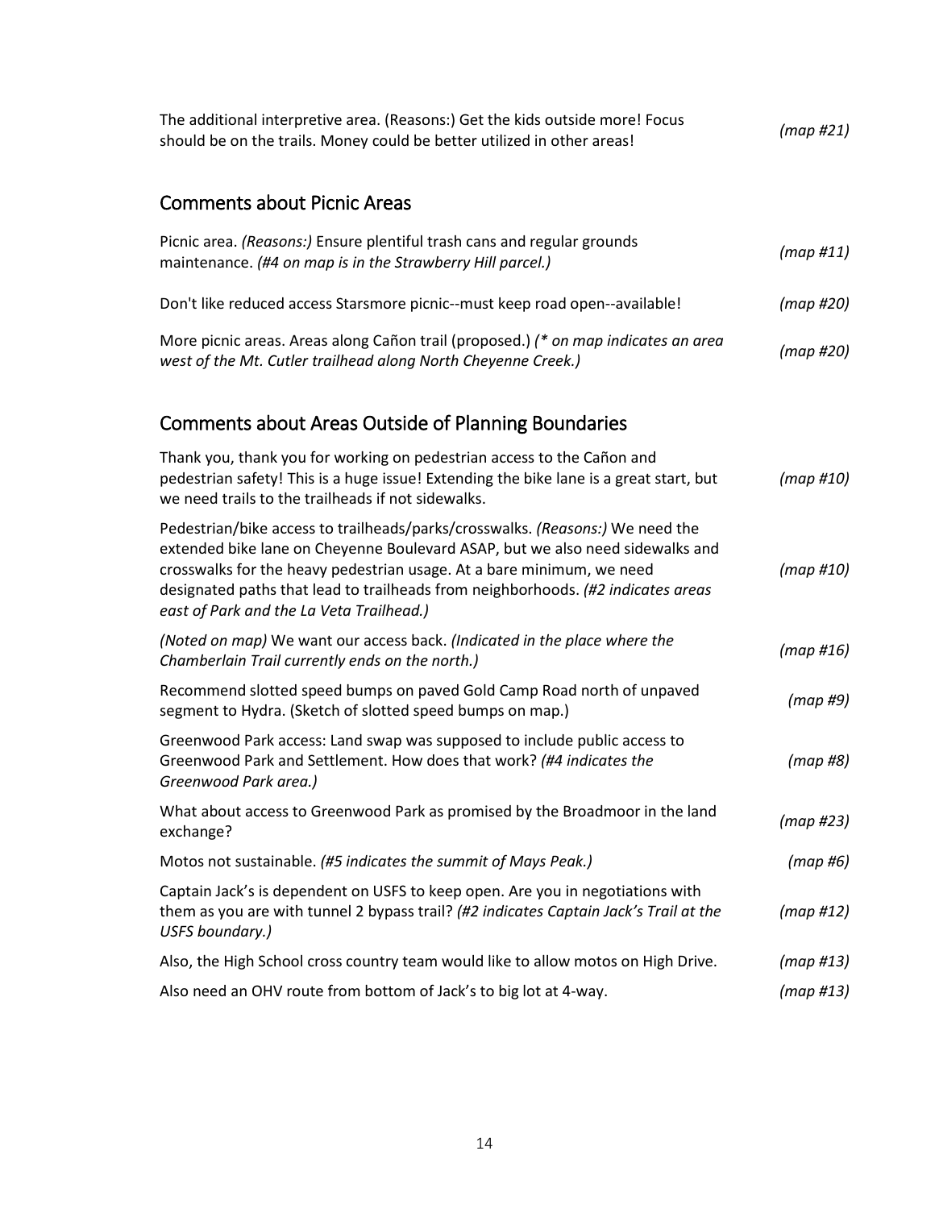The additional interpretive area. (Reasons:) Get the kids outside more! Focus should be on the trails. Money could be better utilized in other areas! *(map #21)*

## Comments about Picnic Areas

Picnic area. *(Reasons:)* Ensure plentiful trash cans and regular grounds maintenance. *(#4 on map is in the Strawberry Hill parcel.)* *(map #11)*

Don't like reduced access Starsmore picnic--must keep road open--available! *(map #20)*

More picnic areas. Areas along Cañon trail (proposed.) *(* on map indicates an area west of the Mt. Cutler trailhead along North Cheyenne Creek.)* *(map #20)*

## Comments about Areas Outside of Planning Boundaries

Thank you, thank you for working on pedestrian access to the Cañon and pedestrian safety! This is a huge issue! Extending the bike lane is a great start, but we need trails to the trailheads if not sidewalks. *(map #10)*

Pedestrian/bike access to trailheads/parks/crosswalks. *(Reasons:)* We need the extended bike lane on Cheyenne Boulevard ASAP, but we also need sidewalks and crosswalks for the heavy pedestrian usage. At a bare minimum, we need designated paths that lead to trailheads from neighborhoods. *(#2 indicates areas east of Park and the La Veta Trailhead.)* *(map #10)*

*(Noted on map)* We want our access back. *(Indicated in the place where the Chamberlain Trail currently ends on the north.)* *(map #16)*

Recommend slotted speed bumps on paved Gold Camp Road north of unpaved segment to Hydra. (Sketch of slotted speed bumps on map.) *(map #9)*

Greenwood Park access: Land swap was supposed to include public access to Greenwood Park and Settlement. How does that work? *(#4 indicates the Greenwood Park area.)* *(map #8)*

What about access to Greenwood Park as promised by the Broadmoor in the land exchange? *(map #23)*

Motos not sustainable. *(#5 indicates the summit of Mays Peak.)* *(map #6)*

Captain Jack's is dependent on USFS to keep open. Are you in negotiations with them as you are with tunnel 2 bypass trail? *(#2 indicates Captain Jack's Trail at the USFS boundary.)* *(map #12)*

Also, the High School cross country team would like to allow motos on High Drive. *(map #13)*

Also need an OHV route from bottom of Jack's to big lot at 4-way. *(map #13)*